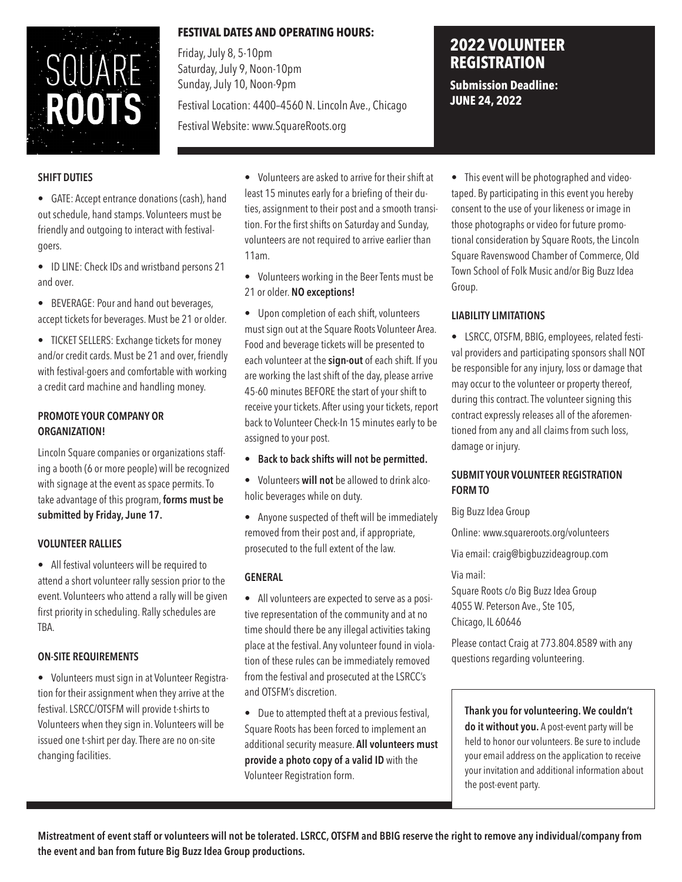# SQUARE ROOTS

**FESTIVAL DATES AND OPERATING HOURS:**

Friday, July 8, 5-10pm
Saturday, July 9, Noon-10pm
Sunday, July 10, Noon-9pm

Festival Location: 4400–4560 N. Lincoln Ave., Chicago

Festival Website: www.SquareRoots.org

## 2022 VOLUNTEER REGISTRATION

**Submission Deadline: JUNE 24, 2022**

### SHIFT DUTIES

- GATE: Accept entrance donations (cash), hand out schedule, hand stamps. Volunteers must be friendly and outgoing to interact with festival-goers.
- ID LINE: Check IDs and wristband persons 21 and over.
- BEVERAGE: Pour and hand out beverages, accept tickets for beverages. Must be 21 or older.
- TICKET SELLERS: Exchange tickets for money and/or credit cards. Must be 21 and over, friendly with festival-goers and comfortable with working a credit card machine and handling money.

### PROMOTE YOUR COMPANY OR ORGANIZATION!

Lincoln Square companies or organizations staffing a booth (6 or more people) will be recognized with signage at the event as space permits. To take advantage of this program, **forms must be submitted by Friday, June 17.**

### VOLUNTEER RALLIES

- All festival volunteers will be required to attend a short volunteer rally session prior to the event. Volunteers who attend a rally will be given first priority in scheduling. Rally schedules are TBA.

### ON-SITE REQUIREMENTS

- Volunteers must sign in at Volunteer Registration for their assignment when they arrive at the festival. LSRCC/OTSFM will provide t-shirts to Volunteers when they sign in. Volunteers will be issued one t-shirt per day. There are no on-site changing facilities.
- Volunteers are asked to arrive for their shift at least 15 minutes early for a briefing of their duties, assignment to their post and a smooth transition. For the first shifts on Saturday and Sunday, volunteers are not required to arrive earlier than 11am.
- Volunteers working in the Beer Tents must be 21 or older. **NO exceptions!**
- Upon completion of each shift, volunteers must sign out at the Square Roots Volunteer Area. Food and beverage tickets will be presented to each volunteer at the **sign-out** of each shift. If you are working the last shift of the day, please arrive 45-60 minutes BEFORE the start of your shift to receive your tickets. After using your tickets, report back to Volunteer Check-In 15 minutes early to be assigned to your post.
- **Back to back shifts will not be permitted.**
- Volunteers **will not** be allowed to drink alcoholic beverages while on duty.
- Anyone suspected of theft will be immediately removed from their post and, if appropriate, prosecuted to the full extent of the law.

### GENERAL

- All volunteers are expected to serve as a positive representation of the community and at no time should there be any illegal activities taking place at the festival. Any volunteer found in violation of these rules can be immediately removed from the festival and prosecuted at the LSRCC's and OTSFM's discretion.
- Due to attempted theft at a previous festival, Square Roots has been forced to implement an additional security measure. **All volunteers must provide a photo copy of a valid ID** with the Volunteer Registration form.
- This event will be photographed and videotaped. By participating in this event you hereby consent to the use of your likeness or image in those photographs or video for future promotional consideration by Square Roots, the Lincoln Square Ravenswood Chamber of Commerce, Old Town School of Folk Music and/or Big Buzz Idea Group.

### LIABILITY LIMITATIONS

- LSRCC, OTSFM, BBIG, employees, related festival providers and participating sponsors shall NOT be responsible for any injury, loss or damage that may occur to the volunteer or property thereof, during this contract. The volunteer signing this contract expressly releases all of the aforementioned from any and all claims from such loss, damage or injury.

### SUBMIT YOUR VOLUNTEER REGISTRATION FORM TO

Big Buzz Idea Group

Online: www.squareroots.org/volunteers

Via email: craig@bigbuzzideagroup.com

Via mail:
Square Roots c/o Big Buzz Idea Group
4055 W. Peterson Ave., Ste 105,
Chicago, IL 60646

Please contact Craig at 773.804.8589 with any questions regarding volunteering.

**Thank you for volunteering. We couldn't do it without you.** A post-event party will be held to honor our volunteers. Be sure to include your email address on the application to receive your invitation and additional information about the post-event party.

**Mistreatment of event staff or volunteers will not be tolerated. LSRCC, OTSFM and BBIG reserve the right to remove any individual/company from the event and ban from future Big Buzz Idea Group productions.**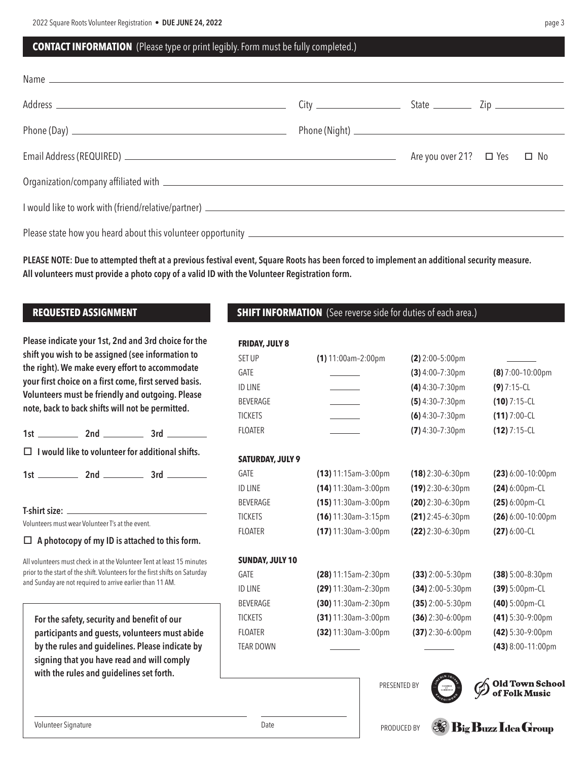## CONTACT INFORMATION (Please type or print legibly. Form must be fully completed.)

Name ______________________________

Address ______________________________ City ______________ State ________ Zip ____________

Phone (Day) ______________________________ Phone (Night) ______________________________

Email Address (REQUIRED) ______________________________ Are you over 21? ☐ Yes ☐ No

Organization/company affiliated with ______________________________

I would like to work with (friend/relative/partner) ______________________________

Please state how you heard about this volunteer opportunity ______________________________

**PLEASE NOTE: Due to attempted theft at a previous festival event, Square Roots has been forced to implement an additional security measure. All volunteers must provide a photo copy of a valid ID with the Volunteer Registration form.**

## REQUESTED ASSIGNMENT

**Please indicate your 1st, 2nd and 3rd choice for the shift you wish to be assigned (see information to the right). We make every effort to accommodate your first choice on a first come, first served basis. Volunteers must be friendly and outgoing. Please note, back to back shifts will not be permitted.**

**1st** ________ **2nd** ________ **3rd** ________

☐ **I would like to volunteer for additional shifts.**

**1st** ________ **2nd** ________ **3rd** ________

**T-shirt size:** ______________________

Volunteers must wear Volunteer T's at the event.

☐ **A photocopy of my ID is attached to this form.**

All volunteers must check in at the Volunteer Tent at least 15 minutes prior to the start of the shift. Volunteers for the first shifts on Saturday and Sunday are not required to arrive earlier than 11 AM.

**For the safety, security and benefit of our participants and guests, volunteers must abide by the rules and guidelines. Please indicate by signing that you have read and will comply with the rules and guidelines set forth.**

______________________________ ______________

Volunteer Signature Date

## SHIFT INFORMATION (See reverse side for duties of each area.)

| | | | |
|---|---|---|---|
| **FRIDAY, JULY 8** | | | |
| SET UP | **(1)** 11:00am–2:00pm | **(2)** 2:00–5:00pm | |
| GATE | | **(3)** 4:00–7:30pm | **(8)** 7:00–10:00pm |
| ID LINE | | **(4)** 4:30–7:30pm | **(9)** 7:15–CL |
| BEVERAGE | | **(5)** 4:30–7:30pm | **(10)** 7:15–CL |
| TICKETS | | **(6)** 4:30–7:30pm | **(11)** 7:00–CL |
| FLOATER | | **(7)** 4:30–7:30pm | **(12)** 7:15–CL |
| **SATURDAY, JULY 9** | | | |
| GATE | **(13)** 11:15am–3:00pm | **(18)** 2:30–6:30pm | **(23)** 6:00–10:00pm |
| ID LINE | **(14)** 11:30am–3:00pm | **(19)** 2:30–6:30pm | **(24)** 6:00pm–CL |
| BEVERAGE | **(15)** 11:30am–3:00pm | **(20)** 2:30–6:30pm | **(25)** 6:00pm–CL |
| TICKETS | **(16)** 11:30am–3:15pm | **(21)** 2:45–6:30pm | **(26)** 6:00–10:00pm |
| FLOATER | **(17)** 11:30am–3:00pm | **(22)** 2:30–6:30pm | **(27)** 6:00–CL |
| **SUNDAY, JULY 10** | | | |
| GATE | **(28)** 11:15am–2:30pm | **(33)** 2:00–5:30pm | **(38)** 5:00–8:30pm |
| ID LINE | **(29)** 11:30am–2:30pm | **(34)** 2:00–5:30pm | **(39)** 5:00pm–CL |
| BEVERAGE | **(30)** 11:30am–2:30pm | **(35)** 2:00–5:30pm | **(40)** 5:00pm–CL |
| TICKETS | **(31)** 11:30am–3:00pm | **(36)** 2:30–6:00pm | **(41)** 5:30–9:00pm |
| FLOATER | **(32)** 11:30am–3:00pm | **(37)** 2:30–6:00pm | **(42)** 5:30–9:00pm |
| TEAR DOWN | | | **(43)** 8:00–11:00pm |

PRESENTED BY Old Town School of Folk Music

PRODUCED BY Big Buzz Idea Group